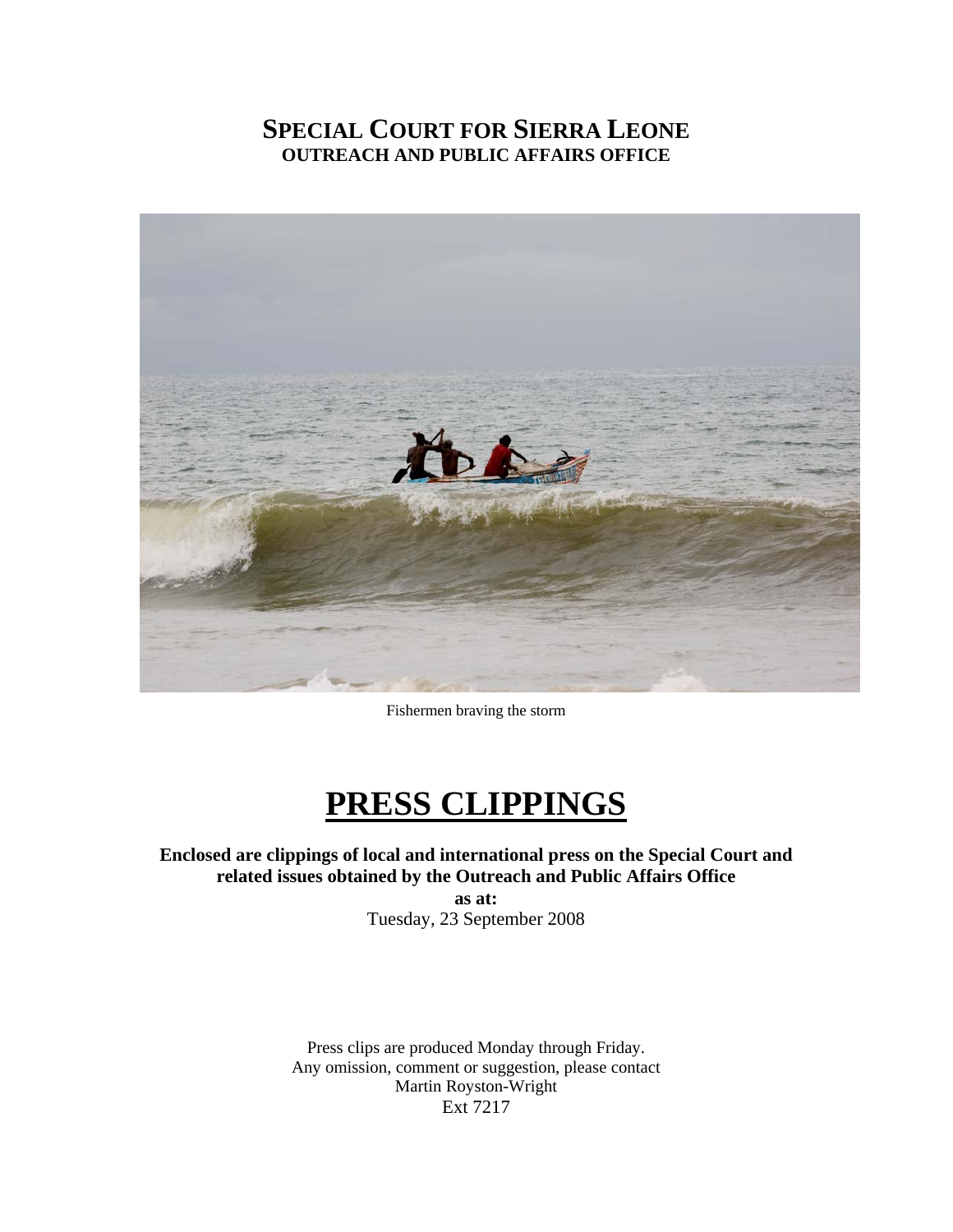# SPECIAL COURT FOR SIERRA LEONE
## OUTREACH AND PUBLIC AFFAIRS OFFICE

Fishermen braving the storm

# PRESS CLIPPINGS

**Enclosed are clippings of local and international press on the Special Court and related issues obtained by the Outreach and Public Affairs Office**

**as at:**

Tuesday, 23 September 2008

Press clips are produced Monday through Friday.
Any omission, comment or suggestion, please contact
Martin Royston-Wright
Ext 7217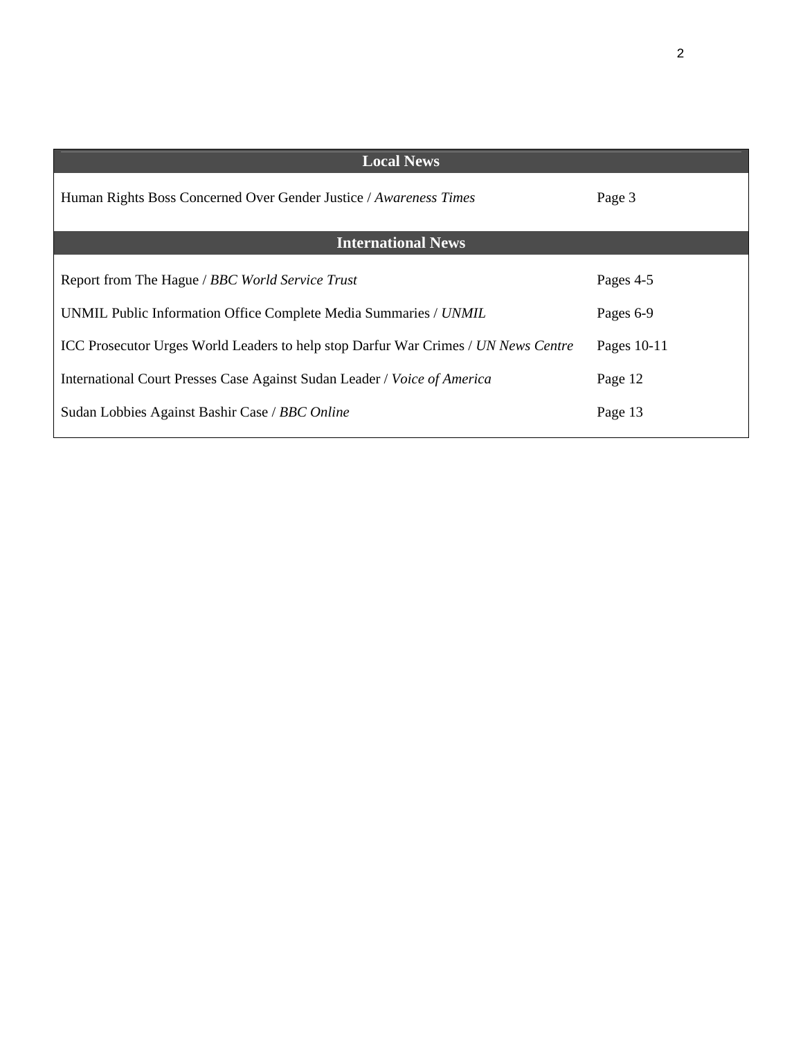| Local News | |
| --- | --- |
| Human Rights Boss Concerned Over Gender Justice / *Awareness Times* | Page 3 |
| **International News** | |
| Report from The Hague / *BBC World Service Trust* | Pages 4-5 |
| UNMIL Public Information Office Complete Media Summaries / *UNMIL* | Pages 6-9 |
| ICC Prosecutor Urges World Leaders to help stop Darfur War Crimes / *UN News Centre* | Pages 10-11 |
| International Court Presses Case Against Sudan Leader / *Voice of America* | Page 12 |
| Sudan Lobbies Against Bashir Case / *BBC Online* | Page 13 |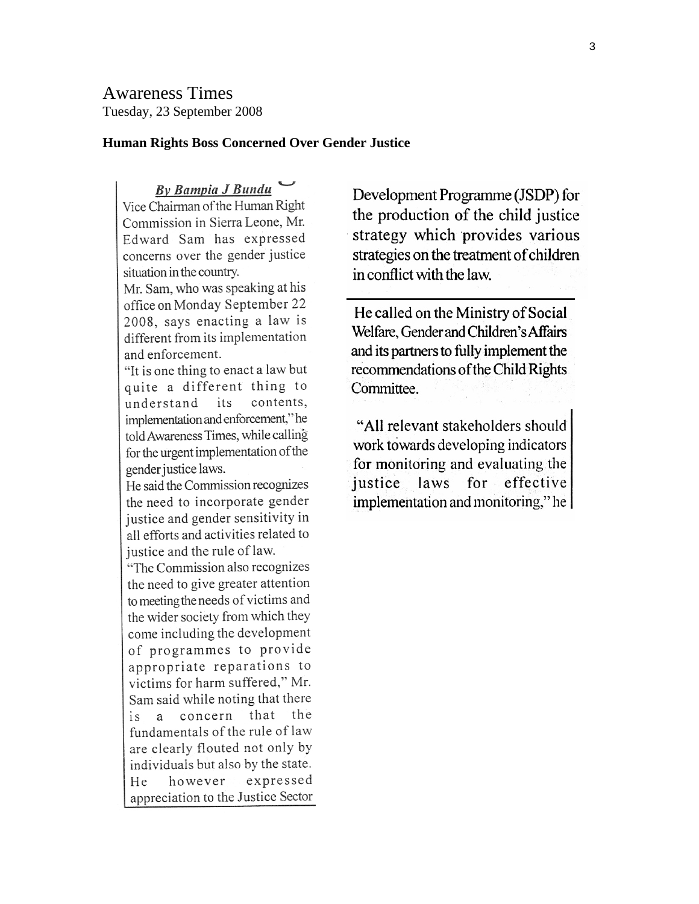Awareness Times
Tuesday, 23 September 2008

**Human Rights Boss Concerned Over Gender Justice**

***By Bampia J Bundu***

Vice Chairman of the Human Right Commission in Sierra Leone, Mr. Edward Sam has expressed concerns over the gender justice situation in the country.

Mr. Sam, who was speaking at his office on Monday September 22 2008, says enacting a law is different from its implementation and enforcement.

"It is one thing to enact a law but quite a different thing to understand its contents, implementation and enforcement," he told Awareness Times, while calling for the urgent implementation of the gender justice laws.

He said the Commission recognizes the need to incorporate gender justice and gender sensitivity in all efforts and activities related to justice and the rule of law.

"The Commission also recognizes the need to give greater attention to meeting the needs of victims and the wider society from which they come including the development of programmes to provide appropriate reparations to victims for harm suffered," Mr. Sam said while noting that there is a concern that the fundamentals of the rule of law are clearly flouted not only by individuals but also by the state.

He however expressed appreciation to the Justice Sector Development Programme (JSDP) for the production of the child justice strategy which provides various strategies on the treatment of children in conflict with the law.

He called on the Ministry of Social Welfare, Gender and Children's Affairs and its partners to fully implement the recommendations of the Child Rights Committee.

"All relevant stakeholders should work towards developing indicators for monitoring and evaluating the justice laws for effective implementation and monitoring," he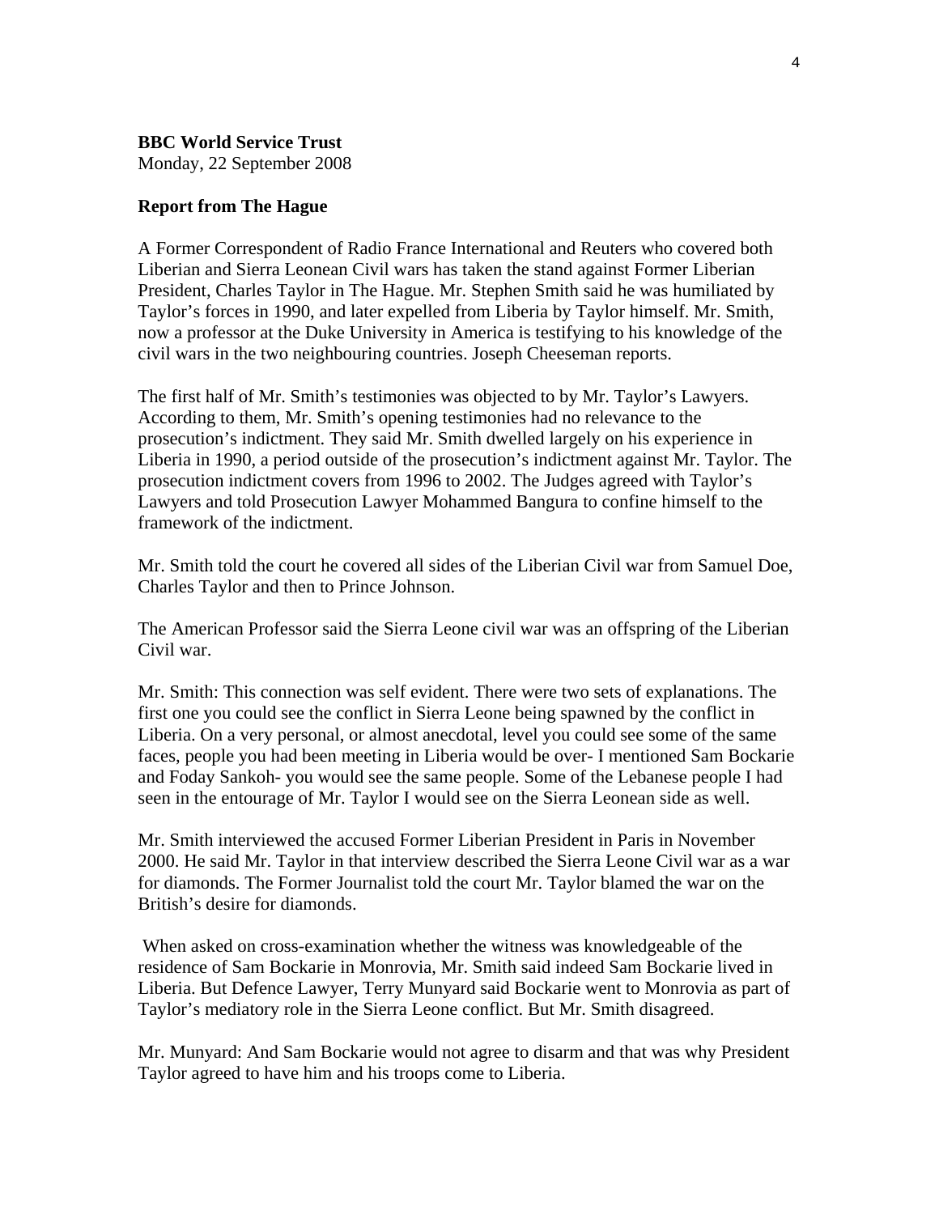**BBC World Service Trust**
Monday, 22 September 2008

**Report from The Hague**

A Former Correspondent of Radio France International and Reuters who covered both Liberian and Sierra Leonean Civil wars has taken the stand against Former Liberian President, Charles Taylor in The Hague. Mr. Stephen Smith said he was humiliated by Taylor's forces in 1990, and later expelled from Liberia by Taylor himself. Mr. Smith, now a professor at the Duke University in America is testifying to his knowledge of the civil wars in the two neighbouring countries. Joseph Cheeseman reports.

The first half of Mr. Smith's testimonies was objected to by Mr. Taylor's Lawyers. According to them, Mr. Smith's opening testimonies had no relevance to the prosecution's indictment. They said Mr. Smith dwelled largely on his experience in Liberia in 1990, a period outside of the prosecution's indictment against Mr. Taylor. The prosecution indictment covers from 1996 to 2002. The Judges agreed with Taylor's Lawyers and told Prosecution Lawyer Mohammed Bangura to confine himself to the framework of the indictment.

Mr. Smith told the court he covered all sides of the Liberian Civil war from Samuel Doe, Charles Taylor and then to Prince Johnson.

The American Professor said the Sierra Leone civil war was an offspring of the Liberian Civil war.

Mr. Smith: This connection was self evident. There were two sets of explanations. The first one you could see the conflict in Sierra Leone being spawned by the conflict in Liberia. On a very personal, or almost anecdotal, level you could see some of the same faces, people you had been meeting in Liberia would be over- I mentioned Sam Bockarie and Foday Sankoh- you would see the same people. Some of the Lebanese people I had seen in the entourage of Mr. Taylor I would see on the Sierra Leonean side as well.

Mr. Smith interviewed the accused Former Liberian President in Paris in November 2000. He said Mr. Taylor in that interview described the Sierra Leone Civil war as a war for diamonds. The Former Journalist told the court Mr. Taylor blamed the war on the British's desire for diamonds.

When asked on cross-examination whether the witness was knowledgeable of the residence of Sam Bockarie in Monrovia, Mr. Smith said indeed Sam Bockarie lived in Liberia. But Defence Lawyer, Terry Munyard said Bockarie went to Monrovia as part of Taylor's mediatory role in the Sierra Leone conflict. But Mr. Smith disagreed.

Mr. Munyard: And Sam Bockarie would not agree to disarm and that was why President Taylor agreed to have him and his troops come to Liberia.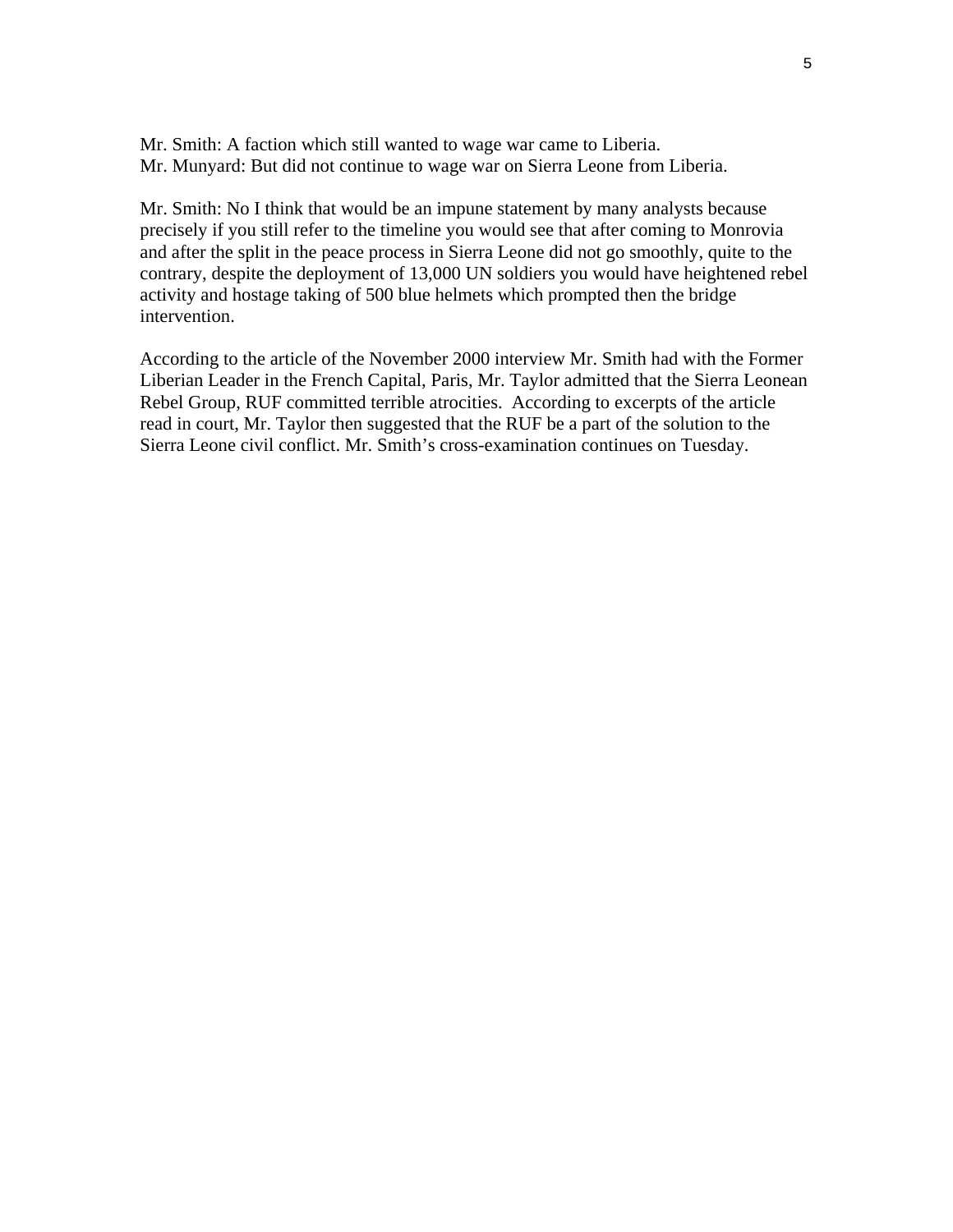Mr. Smith: A faction which still wanted to wage war came to Liberia.
Mr. Munyard: But did not continue to wage war on Sierra Leone from Liberia.

Mr. Smith: No I think that would be an impune statement by many analysts because precisely if you still refer to the timeline you would see that after coming to Monrovia and after the split in the peace process in Sierra Leone did not go smoothly, quite to the contrary, despite the deployment of 13,000 UN soldiers you would have heightened rebel activity and hostage taking of 500 blue helmets which prompted then the bridge intervention.

According to the article of the November 2000 interview Mr. Smith had with the Former Liberian Leader in the French Capital, Paris, Mr. Taylor admitted that the Sierra Leonean Rebel Group, RUF committed terrible atrocities. According to excerpts of the article read in court, Mr. Taylor then suggested that the RUF be a part of the solution to the Sierra Leone civil conflict. Mr. Smith's cross-examination continues on Tuesday.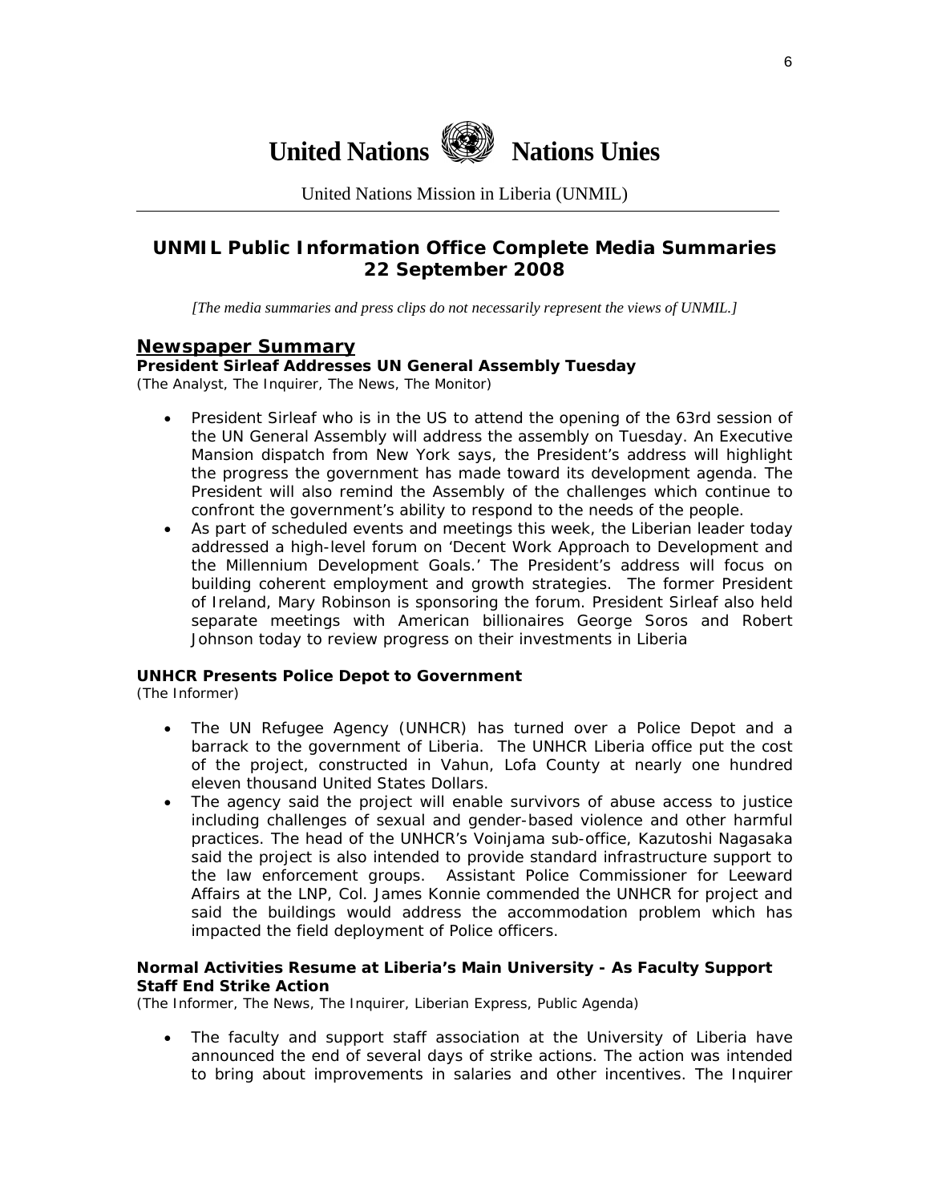# United Nations Nations Unies

United Nations Mission in Liberia (UNMIL)

## UNMIL Public Information Office Complete Media Summaries 22 September 2008

*[The media summaries and press clips do not necessarily represent the views of UNMIL.]*

## Newspaper Summary

**President Sirleaf Addresses UN General Assembly Tuesday**
*(The Analyst, The Inquirer, The News, The Monitor)*

- President Sirleaf who is in the US to attend the opening of the 63rd session of the UN General Assembly will address the assembly on Tuesday. An Executive Mansion dispatch from New York says, the President's address will highlight the progress the government has made toward its development agenda. The President will also remind the Assembly of the challenges which continue to confront the government's ability to respond to the needs of the people.
- As part of scheduled events and meetings this week, the Liberian leader today addressed a high-level forum on 'Decent Work Approach to Development and the Millennium Development Goals.' The President's address will focus on building coherent employment and growth strategies. The former President of Ireland, Mary Robinson is sponsoring the forum. President Sirleaf also held separate meetings with American billionaires George Soros and Robert Johnson today to review progress on their investments in Liberia

**UNHCR Presents Police Depot to Government**
*(The Informer)*

- The UN Refugee Agency (UNHCR) has turned over a Police Depot and a barrack to the government of Liberia. The UNHCR Liberia office put the cost of the project, constructed in Vahun, Lofa County at nearly one hundred eleven thousand United States Dollars.
- The agency said the project will enable survivors of abuse access to justice including challenges of sexual and gender-based violence and other harmful practices. The head of the UNHCR's Voinjama sub-office, Kazutoshi Nagasaka said the project is also intended to provide standard infrastructure support to the law enforcement groups. Assistant Police Commissioner for Leeward Affairs at the LNP, Col. James Konnie commended the UNHCR for project and said the buildings would address the accommodation problem which has impacted the field deployment of Police officers.

**Normal Activities Resume at Liberia's Main University - As Faculty Support Staff End Strike Action**
*(The Informer, The News, The Inquirer, Liberian Express, Public Agenda)*

- The faculty and support staff association at the University of Liberia have announced the end of several days of strike actions. The action was intended to bring about improvements in salaries and other incentives. The Inquirer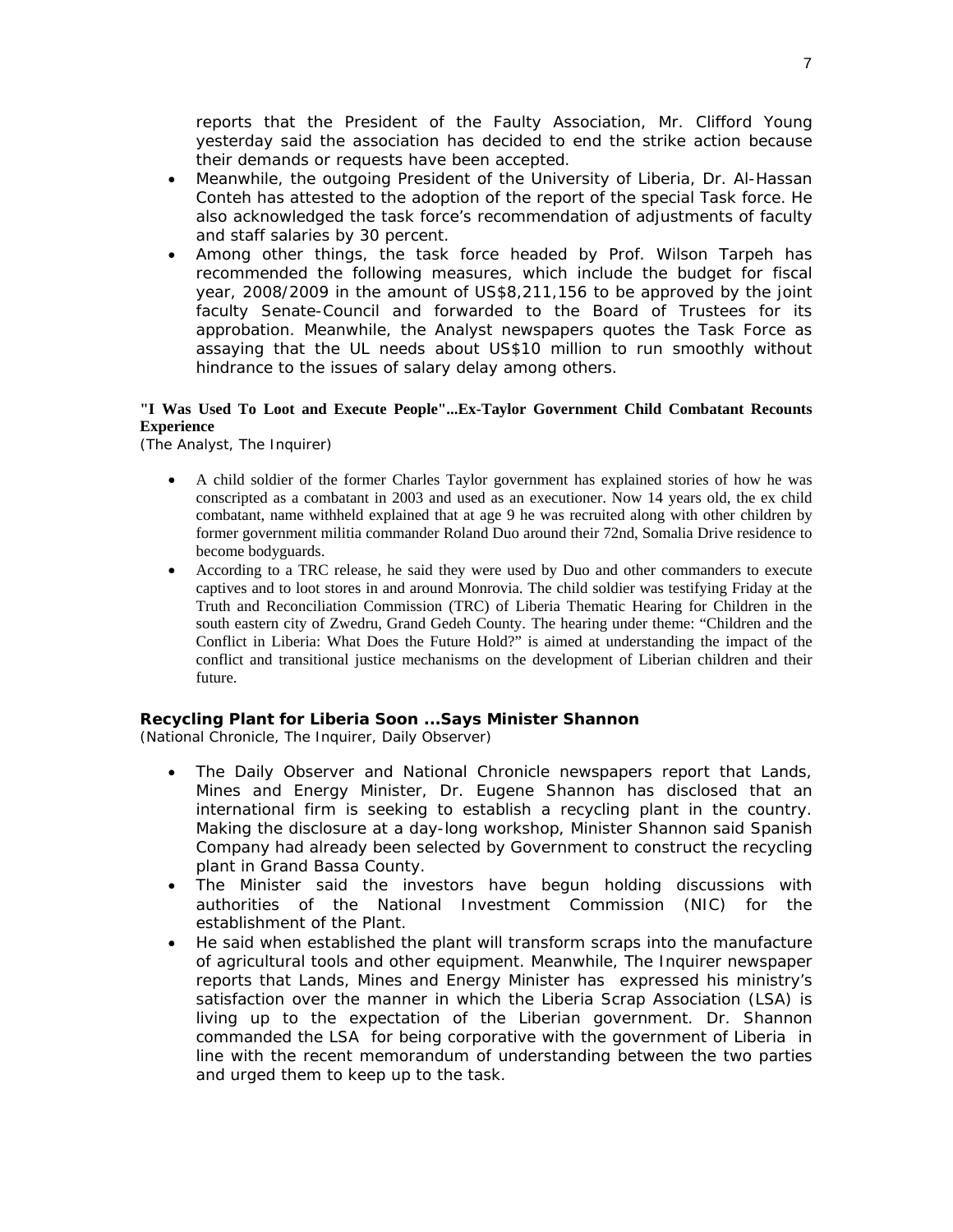reports that the President of the Faulty Association, Mr. Clifford Young yesterday said the association has decided to end the strike action because their demands or requests have been accepted.

- Meanwhile, the outgoing President of the University of Liberia, Dr. Al-Hassan Conteh has attested to the adoption of the report of the special Task force. He also acknowledged the task force's recommendation of adjustments of faculty and staff salaries by 30 percent.
- Among other things, the task force headed by Prof. Wilson Tarpeh has recommended the following measures, which include the budget for fiscal year, 2008/2009 in the amount of US$8,211,156 to be approved by the joint faculty Senate-Council and forwarded to the Board of Trustees for its approbation. Meanwhile, the Analyst newspapers quotes the Task Force as assaying that the UL needs about US$10 million to run smoothly without hindrance to the issues of salary delay among others.

**"I Was Used To Loot and Execute People"...Ex-Taylor Government Child Combatant Recounts Experience**

*(The Analyst, The Inquirer)*

- A child soldier of the former Charles Taylor government has explained stories of how he was conscripted as a combatant in 2003 and used as an executioner. Now 14 years old, the ex child combatant, name withheld explained that at age 9 he was recruited along with other children by former government militia commander Roland Duo around their 72nd, Somalia Drive residence to become bodyguards.
- According to a TRC release, he said they were used by Duo and other commanders to execute captives and to loot stores in and around Monrovia. The child soldier was testifying Friday at the Truth and Reconciliation Commission (TRC) of Liberia Thematic Hearing for Children in the south eastern city of Zwedru, Grand Gedeh County. The hearing under theme: "Children and the Conflict in Liberia: What Does the Future Hold?" is aimed at understanding the impact of the conflict and transitional justice mechanisms on the development of Liberian children and their future.

**Recycling Plant for Liberia Soon ...Says Minister Shannon**

*(National Chronicle, The Inquirer, Daily Observer)*

- The Daily Observer and National Chronicle newspapers report that Lands, Mines and Energy Minister, Dr. Eugene Shannon has disclosed that an international firm is seeking to establish a recycling plant in the country. Making the disclosure at a day-long workshop, Minister Shannon said Spanish Company had already been selected by Government to construct the recycling plant in Grand Bassa County.
- The Minister said the investors have begun holding discussions with authorities of the National Investment Commission (NIC) for the establishment of the Plant.
- He said when established the plant will transform scraps into the manufacture of agricultural tools and other equipment. Meanwhile, The Inquirer newspaper reports that Lands, Mines and Energy Minister has expressed his ministry's satisfaction over the manner in which the Liberia Scrap Association (LSA) is living up to the expectation of the Liberian government. Dr. Shannon commanded the LSA for being corporative with the government of Liberia in line with the recent memorandum of understanding between the two parties and urged them to keep up to the task.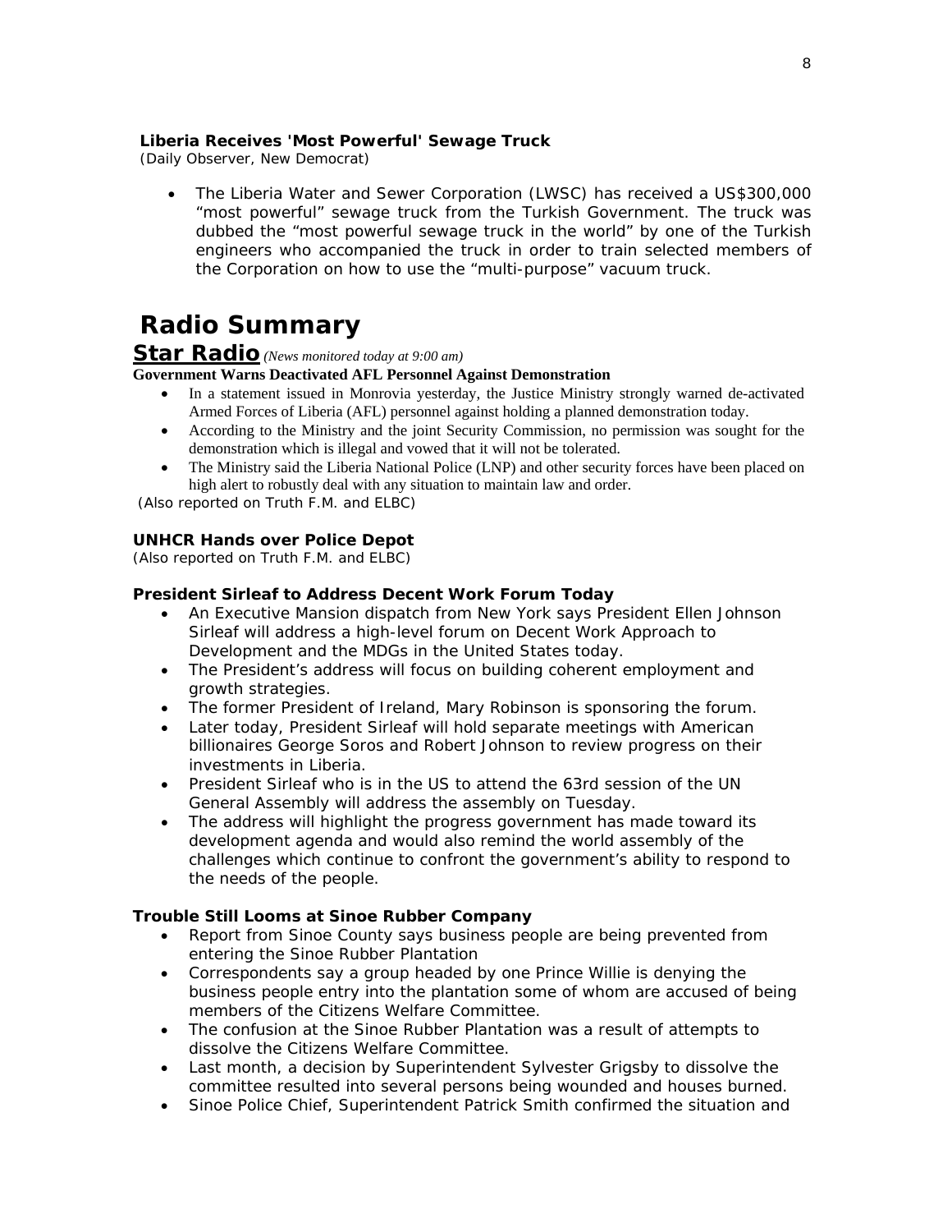**Liberia Receives 'Most Powerful' Sewage Truck**
(Daily Observer, New Democrat)

- The Liberia Water and Sewer Corporation (LWSC) has received a US$300,000 "most powerful" sewage truck from the Turkish Government. The truck was dubbed the "most powerful sewage truck in the world" by one of the Turkish engineers who accompanied the truck in order to train selected members of the Corporation on how to use the "multi-purpose" vacuum truck.

# Radio Summary

## Star Radio *(News monitored today at 9:00 am)*

**Government Warns Deactivated AFL Personnel Against Demonstration**

- In a statement issued in Monrovia yesterday, the Justice Ministry strongly warned de-activated Armed Forces of Liberia (AFL) personnel against holding a planned demonstration today.
- According to the Ministry and the joint Security Commission, no permission was sought for the demonstration which is illegal and vowed that it will not be tolerated.
- The Ministry said the Liberia National Police (LNP) and other security forces have been placed on high alert to robustly deal with any situation to maintain law and order.

(Also reported on Truth F.M. and ELBC)

**UNHCR Hands over Police Depot**
(Also reported on Truth F.M. and ELBC)

**President Sirleaf to Address Decent Work Forum Today**

- An Executive Mansion dispatch from New York says President Ellen Johnson Sirleaf will address a high-level forum on Decent Work Approach to Development and the MDGs in the United States today.
- The President's address will focus on building coherent employment and growth strategies.
- The former President of Ireland, Mary Robinson is sponsoring the forum.
- Later today, President Sirleaf will hold separate meetings with American billionaires George Soros and Robert Johnson to review progress on their investments in Liberia.
- President Sirleaf who is in the US to attend the 63rd session of the UN General Assembly will address the assembly on Tuesday.
- The address will highlight the progress government has made toward its development agenda and would also remind the world assembly of the challenges which continue to confront the government's ability to respond to the needs of the people.

**Trouble Still Looms at Sinoe Rubber Company**

- Report from Sinoe County says business people are being prevented from entering the Sinoe Rubber Plantation
- Correspondents say a group headed by one Prince Willie is denying the business people entry into the plantation some of whom are accused of being members of the Citizens Welfare Committee.
- The confusion at the Sinoe Rubber Plantation was a result of attempts to dissolve the Citizens Welfare Committee.
- Last month, a decision by Superintendent Sylvester Grigsby to dissolve the committee resulted into several persons being wounded and houses burned.
- Sinoe Police Chief, Superintendent Patrick Smith confirmed the situation and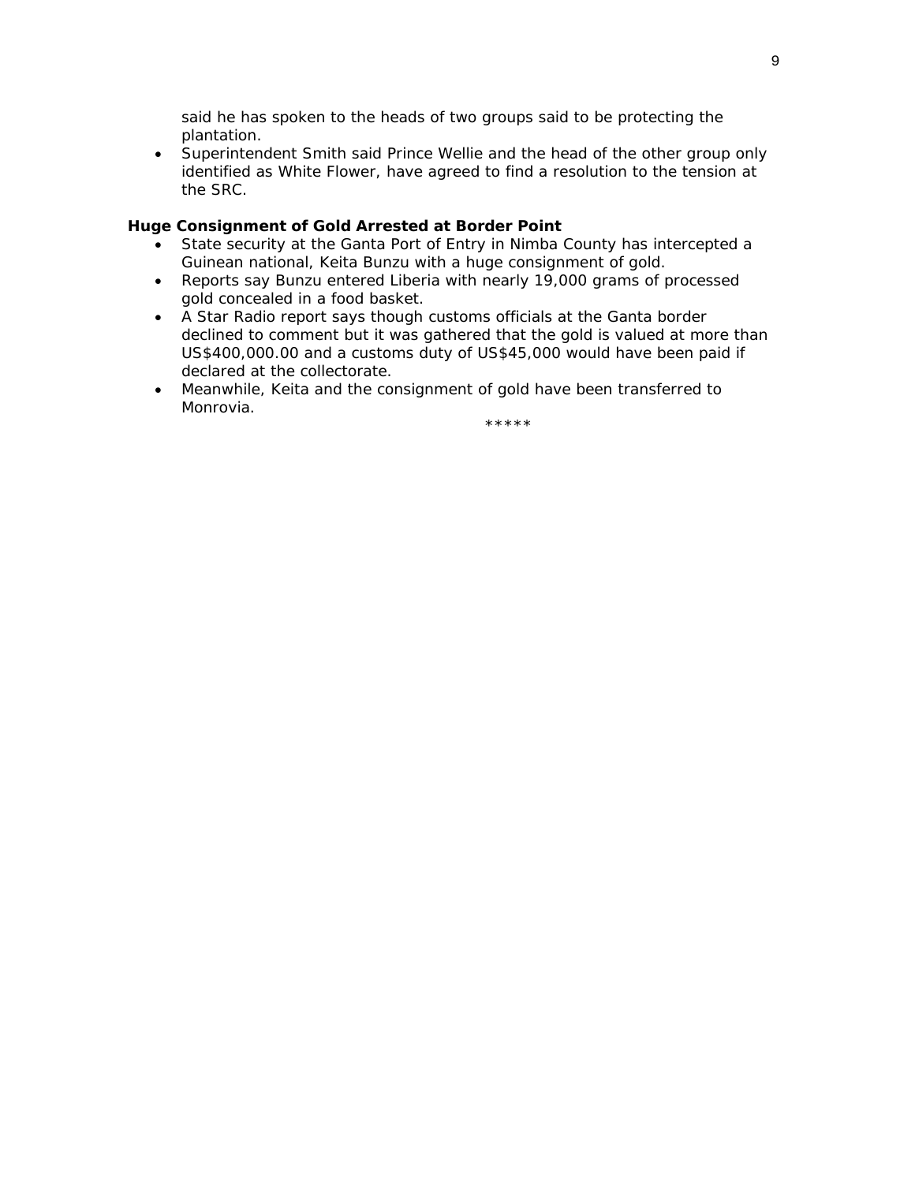said he has spoken to the heads of two groups said to be protecting the plantation.

- Superintendent Smith said Prince Wellie and the head of the other group only identified as White Flower, have agreed to find a resolution to the tension at the SRC.

**Huge Consignment of Gold Arrested at Border Point**

- State security at the Ganta Port of Entry in Nimba County has intercepted a Guinean national, Keita Bunzu with a huge consignment of gold.
- Reports say Bunzu entered Liberia with nearly 19,000 grams of processed gold concealed in a food basket.
- A Star Radio report says though customs officials at the Ganta border declined to comment but it was gathered that the gold is valued at more than US$400,000.00 and a customs duty of US$45,000 would have been paid if declared at the collectorate.
- Meanwhile, Keita and the consignment of gold have been transferred to Monrovia.

*****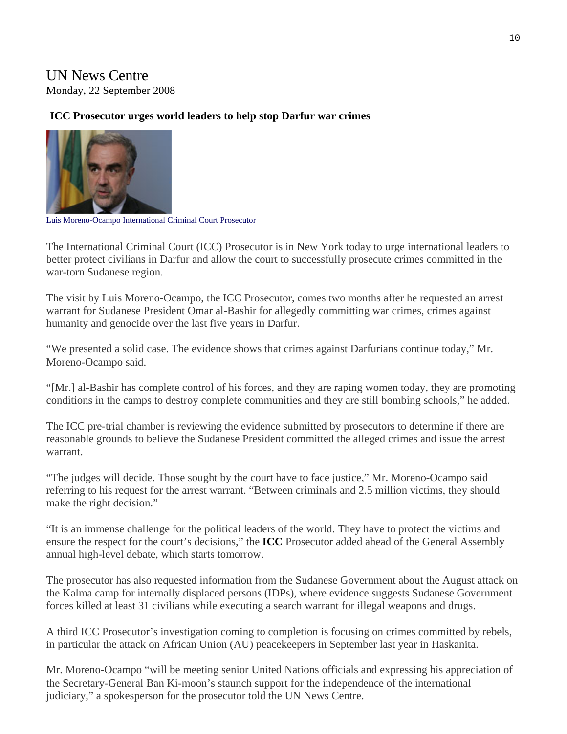UN News Centre
Monday, 22 September 2008

**ICC Prosecutor urges world leaders to help stop Darfur war crimes**

Luis Moreno-Ocampo International Criminal Court Prosecutor

The International Criminal Court (ICC) Prosecutor is in New York today to urge international leaders to better protect civilians in Darfur and allow the court to successfully prosecute crimes committed in the war-torn Sudanese region.

The visit by Luis Moreno-Ocampo, the ICC Prosecutor, comes two months after he requested an arrest warrant for Sudanese President Omar al-Bashir for allegedly committing war crimes, crimes against humanity and genocide over the last five years in Darfur.

“We presented a solid case. The evidence shows that crimes against Darfurians continue today,” Mr. Moreno-Ocampo said.

“[Mr.] al-Bashir has complete control of his forces, and they are raping women today, they are promoting conditions in the camps to destroy complete communities and they are still bombing schools,” he added.

The ICC pre-trial chamber is reviewing the evidence submitted by prosecutors to determine if there are reasonable grounds to believe the Sudanese President committed the alleged crimes and issue the arrest warrant.

“The judges will decide. Those sought by the court have to face justice,” Mr. Moreno-Ocampo said referring to his request for the arrest warrant. “Between criminals and 2.5 million victims, they should make the right decision.”

“It is an immense challenge for the political leaders of the world. They have to protect the victims and ensure the respect for the court’s decisions,” the **ICC** Prosecutor added ahead of the General Assembly annual high-level debate, which starts tomorrow.

The prosecutor has also requested information from the Sudanese Government about the August attack on the Kalma camp for internally displaced persons (IDPs), where evidence suggests Sudanese Government forces killed at least 31 civilians while executing a search warrant for illegal weapons and drugs.

A third ICC Prosecutor’s investigation coming to completion is focusing on crimes committed by rebels, in particular the attack on African Union (AU) peacekeepers in September last year in Haskanita.

Mr. Moreno-Ocampo “will be meeting senior United Nations officials and expressing his appreciation of the Secretary-General Ban Ki-moon’s staunch support for the independence of the international judiciary,” a spokesperson for the prosecutor told the UN News Centre.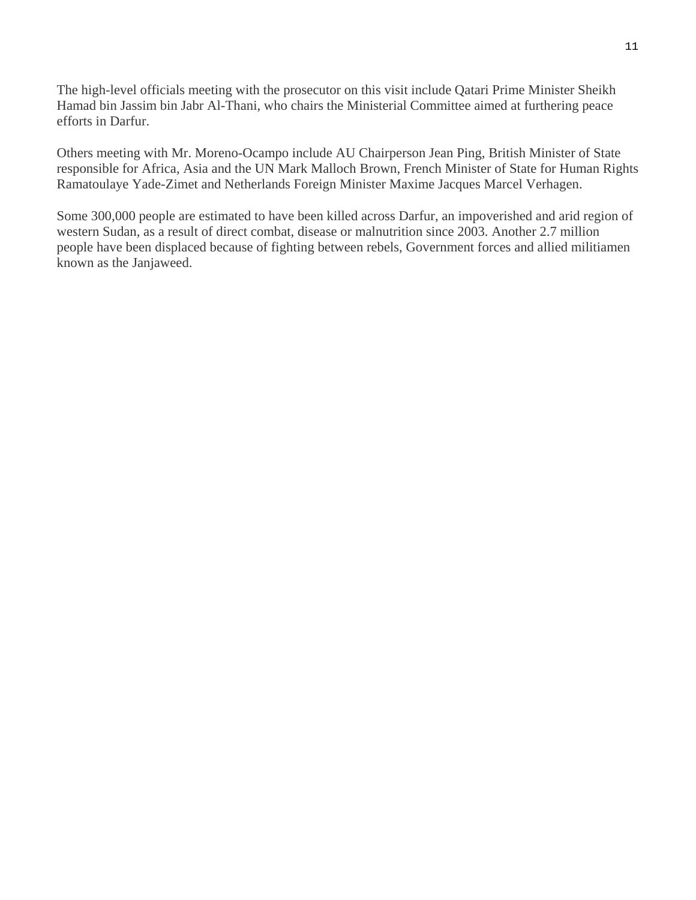The high-level officials meeting with the prosecutor on this visit include Qatari Prime Minister Sheikh Hamad bin Jassim bin Jabr Al-Thani, who chairs the Ministerial Committee aimed at furthering peace efforts in Darfur.

Others meeting with Mr. Moreno-Ocampo include AU Chairperson Jean Ping, British Minister of State responsible for Africa, Asia and the UN Mark Malloch Brown, French Minister of State for Human Rights Ramatoulaye Yade-Zimet and Netherlands Foreign Minister Maxime Jacques Marcel Verhagen.

Some 300,000 people are estimated to have been killed across Darfur, an impoverished and arid region of western Sudan, as a result of direct combat, disease or malnutrition since 2003. Another 2.7 million people have been displaced because of fighting between rebels, Government forces and allied militiamen known as the Janjaweed.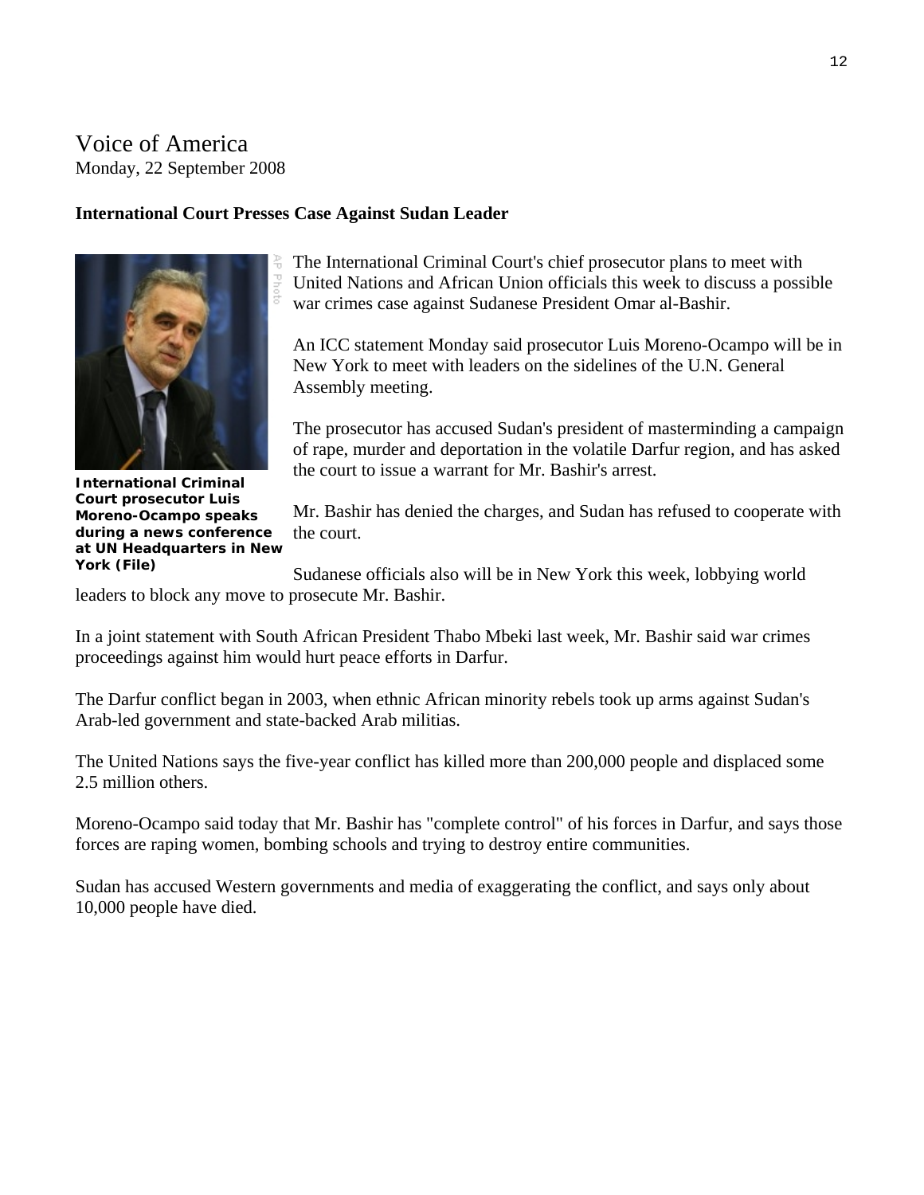Voice of America
Monday, 22 September 2008

**International Court Presses Case Against Sudan Leader**

**International Criminal Court prosecutor Luis Moreno-Ocampo speaks during a news conference at UN Headquarters in New York (File)**

The International Criminal Court's chief prosecutor plans to meet with United Nations and African Union officials this week to discuss a possible war crimes case against Sudanese President Omar al-Bashir.

An ICC statement Monday said prosecutor Luis Moreno-Ocampo will be in New York to meet with leaders on the sidelines of the U.N. General Assembly meeting.

The prosecutor has accused Sudan's president of masterminding a campaign of rape, murder and deportation in the volatile Darfur region, and has asked the court to issue a warrant for Mr. Bashir's arrest.

Mr. Bashir has denied the charges, and Sudan has refused to cooperate with the court.

Sudanese officials also will be in New York this week, lobbying world leaders to block any move to prosecute Mr. Bashir.

In a joint statement with South African President Thabo Mbeki last week, Mr. Bashir said war crimes proceedings against him would hurt peace efforts in Darfur.

The Darfur conflict began in 2003, when ethnic African minority rebels took up arms against Sudan's Arab-led government and state-backed Arab militias.

The United Nations says the five-year conflict has killed more than 200,000 people and displaced some 2.5 million others.

Moreno-Ocampo said today that Mr. Bashir has "complete control" of his forces in Darfur, and says those forces are raping women, bombing schools and trying to destroy entire communities.

Sudan has accused Western governments and media of exaggerating the conflict, and says only about 10,000 people have died.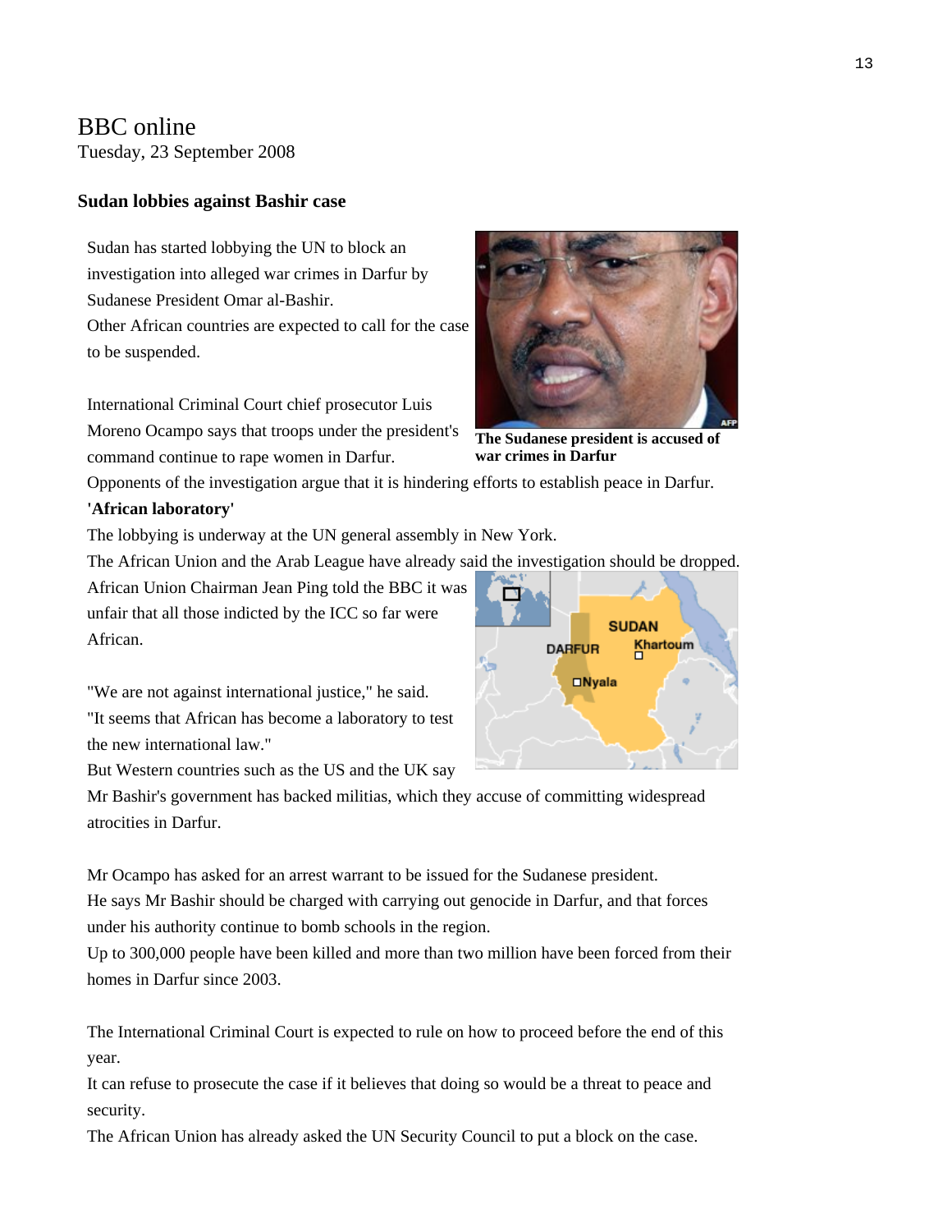BBC online
Tuesday, 23 September 2008

**Sudan lobbies against Bashir case**

Sudan has started lobbying the UN to block an investigation into alleged war crimes in Darfur by Sudanese President Omar al-Bashir.
Other African countries are expected to call for the case to be suspended.

International Criminal Court chief prosecutor Luis Moreno Ocampo says that troops under the president's command continue to rape women in Darfur.
Opponents of the investigation argue that it is hindering efforts to establish peace in Darfur.

**The Sudanese president is accused of war crimes in Darfur**

**'African laboratory'**

The lobbying is underway at the UN general assembly in New York.
The African Union and the Arab League have already said the investigation should be dropped.
African Union Chairman Jean Ping told the BBC it was unfair that all those indicted by the ICC so far were African.

"We are not against international justice," he said.
"It seems that African has become a laboratory to test the new international law."
But Western countries such as the US and the UK say Mr Bashir's government has backed militias, which they accuse of committing widespread atrocities in Darfur.

SUDAN
DARFUR
Khartoum
Nyala

Mr Ocampo has asked for an arrest warrant to be issued for the Sudanese president.
He says Mr Bashir should be charged with carrying out genocide in Darfur, and that forces under his authority continue to bomb schools in the region.
Up to 300,000 people have been killed and more than two million have been forced from their homes in Darfur since 2003.

The International Criminal Court is expected to rule on how to proceed before the end of this year.
It can refuse to prosecute the case if it believes that doing so would be a threat to peace and security.
The African Union has already asked the UN Security Council to put a block on the case.